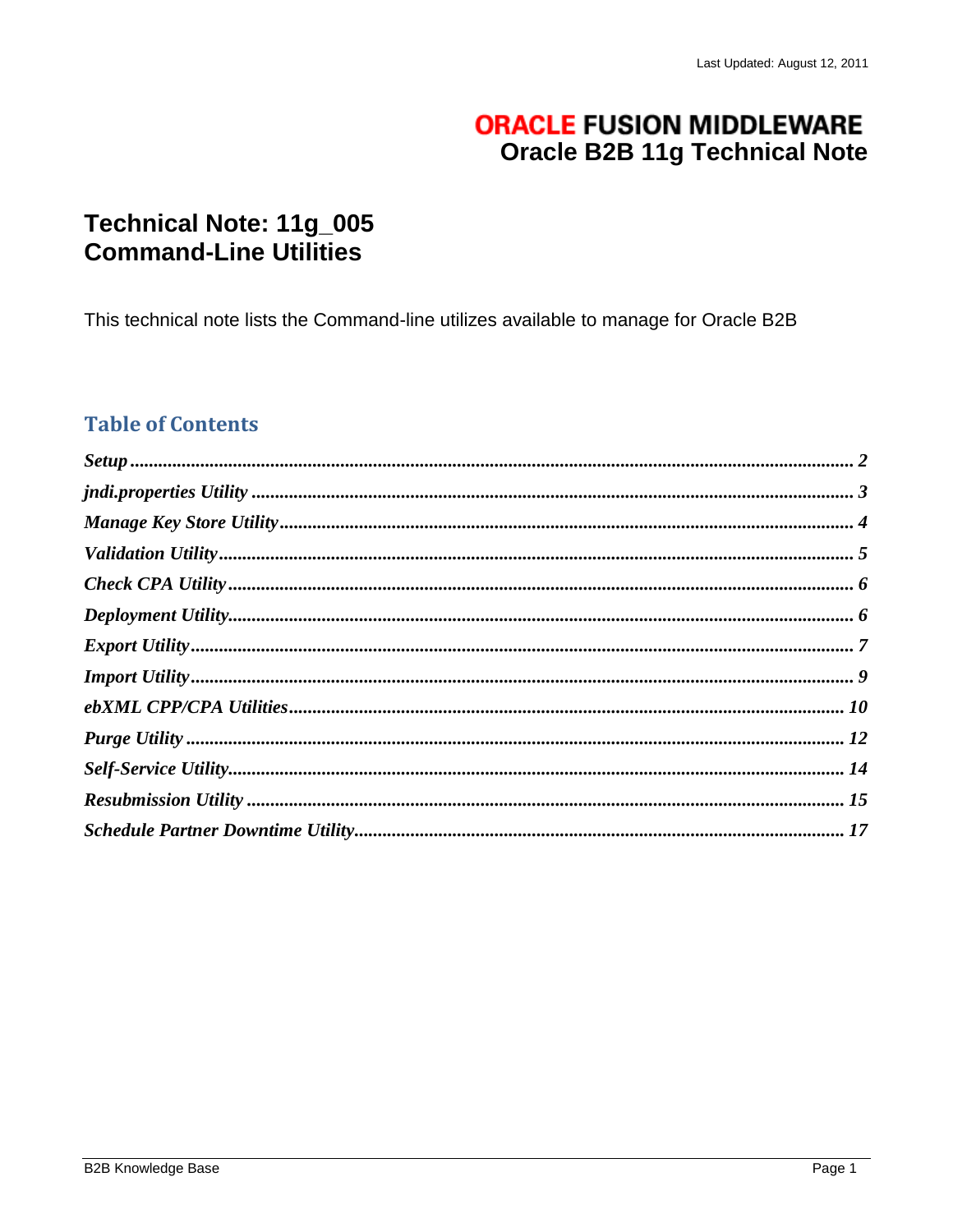Last Updated: August 12, 2011

**ORACLE FUSION MIDDLEWARE**
**Oracle B2B 11g Technical Note**

# Technical Note: 11g_005
# Command-Line Utilities

This technical note lists the Command-line utilizes available to manage for Oracle B2B

## Table of Contents

*Setup* .................................................... 2
*jndi.properties Utility* .................................................... 3
*Manage Key Store Utility* .................................................... 4
*Validation Utility* .................................................... 5
*Check CPA Utility* .................................................... 6
*Deployment Utility* .................................................... 6
*Export Utility* .................................................... 7
*Import Utility* .................................................... 9
*ebXML CPP/CPA Utilities* .................................................... 10
*Purge Utility* .................................................... 12
*Self-Service Utility* .................................................... 14
*Resubmission Utility* .................................................... 15
*Schedule Partner Downtime Utility* .................................................... 17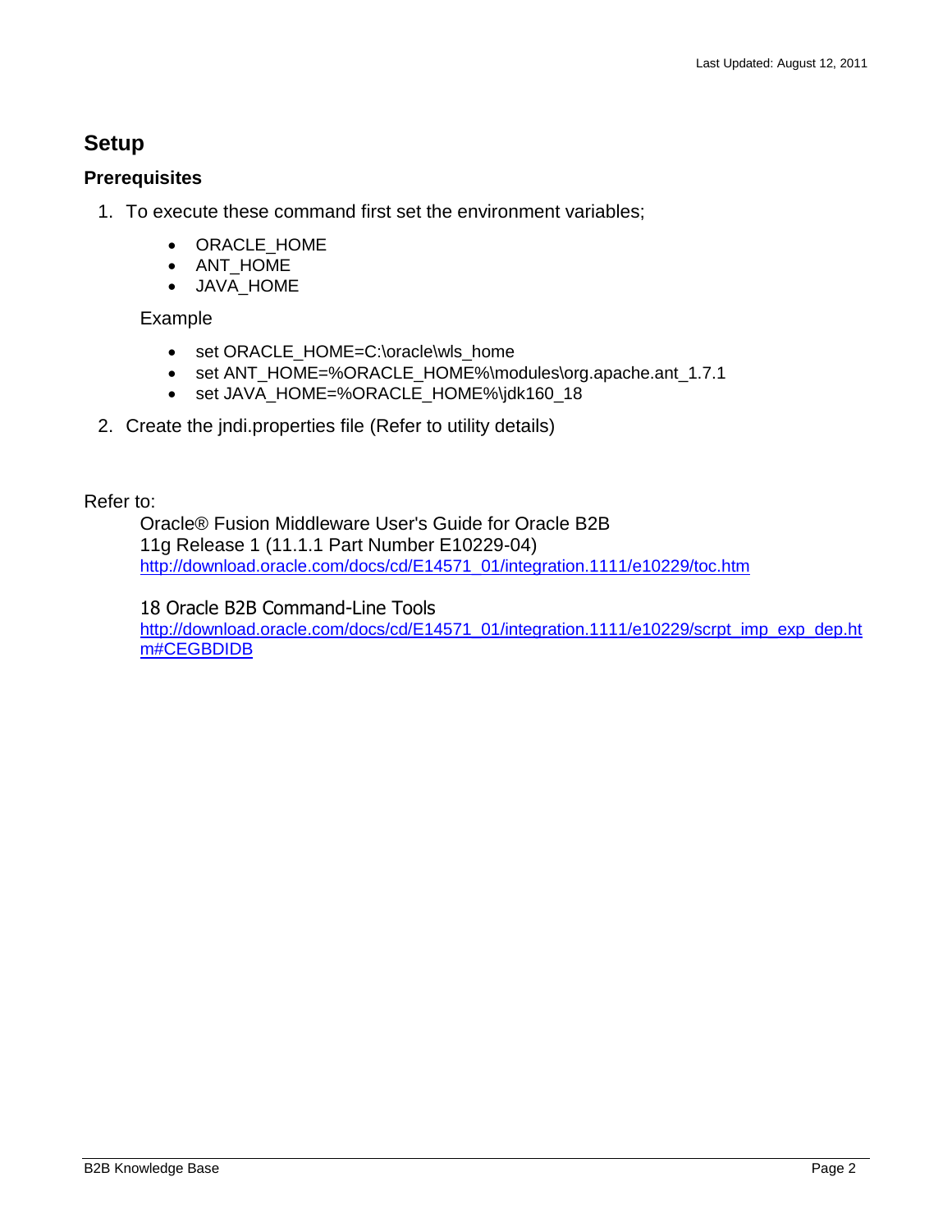## Setup

### Prerequisites

1. To execute these command first set the environment variables;

   - ORACLE_HOME
   - ANT_HOME
   - JAVA_HOME

   Example

   - set ORACLE_HOME=C:\oracle\wls_home
   - set ANT_HOME=%ORACLE_HOME%\modules\org.apache.ant_1.7.1
   - set JAVA_HOME=%ORACLE_HOME%\jdk160_18

2. Create the jndi.properties file (Refer to utility details)

Refer to:

Oracle® Fusion Middleware User's Guide for Oracle B2B
11g Release 1 (11.1.1 Part Number E10229-04)
[http://download.oracle.com/docs/cd/E14571_01/integration.1111/e10229/toc.htm](http://download.oracle.com/docs/cd/E14571_01/integration.1111/e10229/toc.htm)

18 Oracle B2B Command-Line Tools
[http://download.oracle.com/docs/cd/E14571_01/integration.1111/e10229/scrpt_imp_exp_dep.htm#CEGBDIDB](http://download.oracle.com/docs/cd/E14571_01/integration.1111/e10229/scrpt_imp_exp_dep.htm#CEGBDIDB)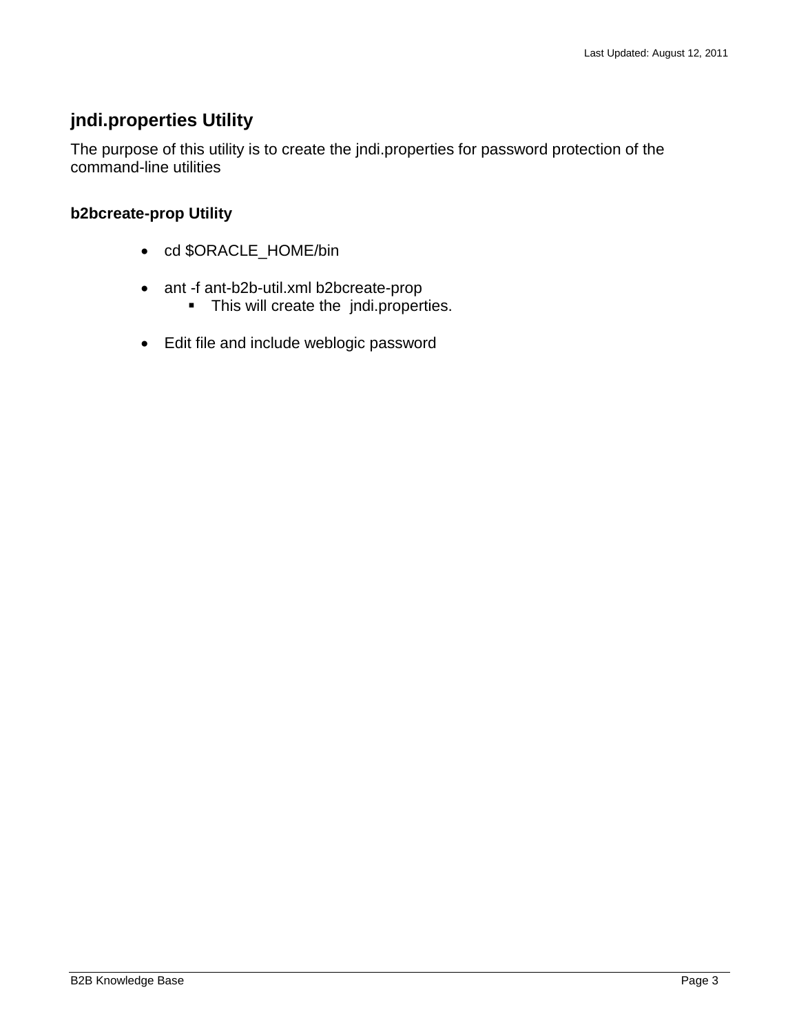## jndi.properties Utility

The purpose of this utility is to create the jndi.properties for password protection of the command-line utilities

### b2bcreate-prop Utility

- cd $ORACLE_HOME/bin

- ant -f ant-b2b-util.xml b2bcreate-prop
  - This will create the jndi.properties.

- Edit file and include weblogic password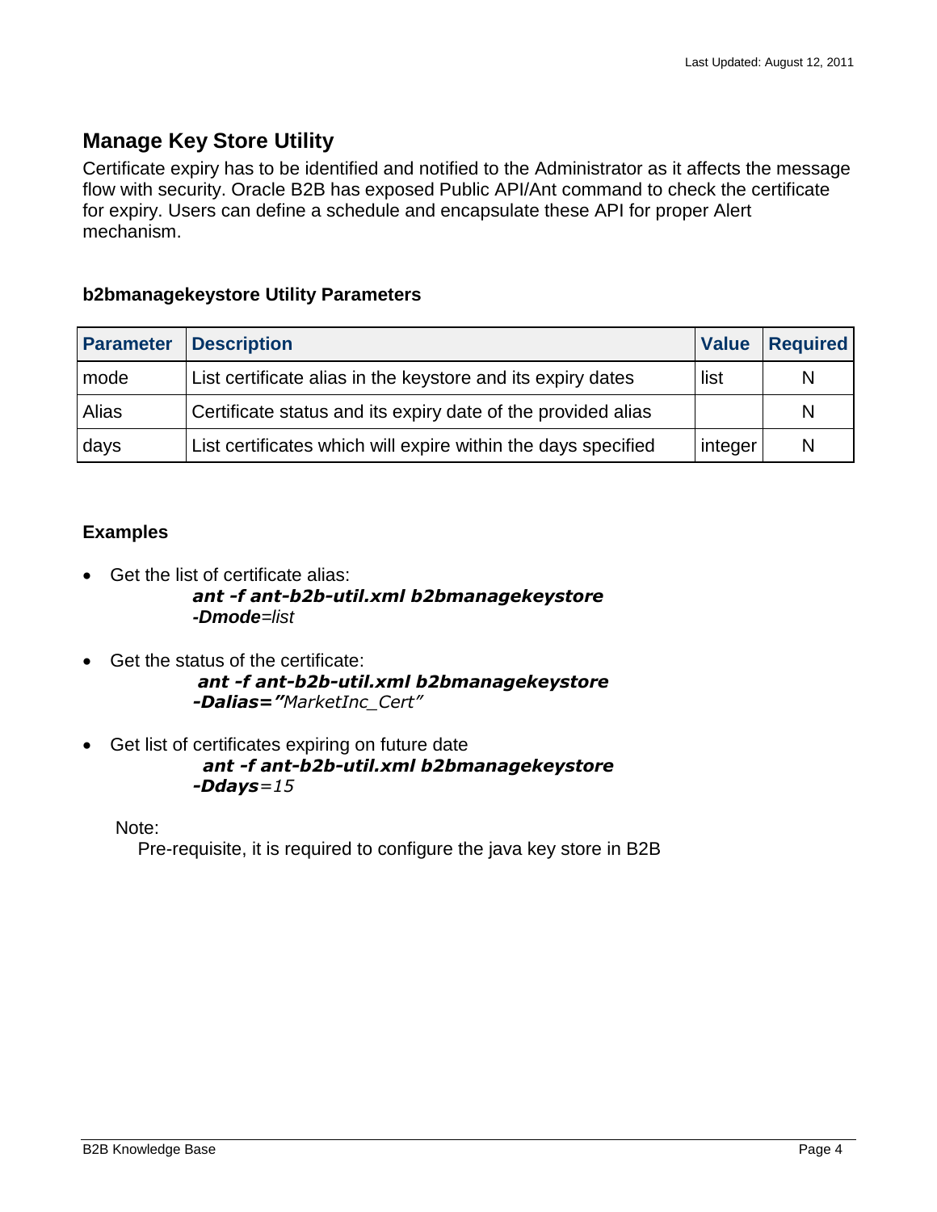## Manage Key Store Utility

Certificate expiry has to be identified and notified to the Administrator as it affects the message flow with security. Oracle B2B has exposed Public API/Ant command to check the certificate for expiry. Users can define a schedule and encapsulate these API for proper Alert mechanism.

### b2bmanagekeystore Utility Parameters

| Parameter | Description | Value | Required |
|---|---|---|---|
| mode | List certificate alias in the keystore and its expiry dates | list | N |
| Alias | Certificate status and its expiry date of the provided alias | | N |
| days | List certificates which will expire within the days specified | integer | N |

### Examples

- Get the list of certificate alias:
  ***ant -f ant-b2b-util.xml b2bmanagekeystore***
  ***-Dmode****=list*

- Get the status of the certificate:
  ***ant -f ant-b2b-util.xml b2bmanagekeystore***
  ***-Dalias="****MarketInc_Cert"*

- Get list of certificates expiring on future date
  ***ant -f ant-b2b-util.xml b2bmanagekeystore***
  ***-Ddays****=15*

Note:
Pre-requisite, it is required to configure the java key store in B2B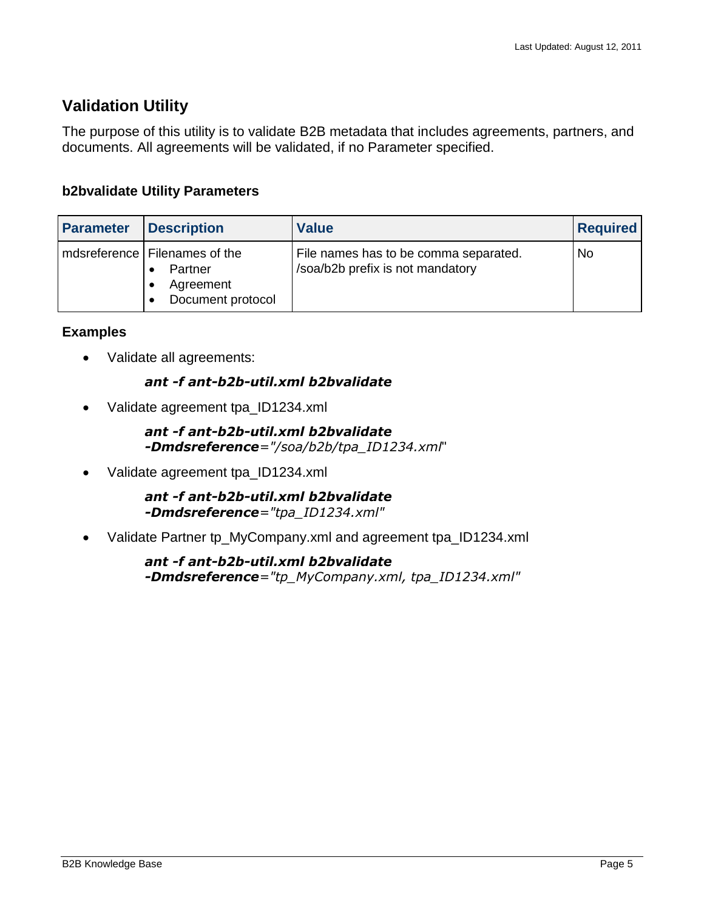## Validation Utility

The purpose of this utility is to validate B2B metadata that includes agreements, partners, and documents. All agreements will be validated, if no Parameter specified.

### b2bvalidate Utility Parameters

| Parameter | Description | Value | Required |
|---|---|---|---|
| mdsreference | Filenames of the<br>• Partner<br>• Agreement<br>• Document protocol | File names has to be comma separated.<br>/soa/b2b prefix is not mandatory | No |

### Examples

- Validate all agreements:

  ***ant -f ant-b2b-util.xml b2bvalidate***

- Validate agreement tpa_ID1234.xml

  ***ant -f ant-b2b-util.xml b2bvalidate***
  ***-Dmdsreference***=*"/soa/b2b/tpa_ID1234.xml*"

- Validate agreement tpa_ID1234.xml

  ***ant -f ant-b2b-util.xml b2bvalidate***
  ***-Dmdsreference***=*"tpa_ID1234.xml"*

- Validate Partner tp_MyCompany.xml and agreement tpa_ID1234.xml

  ***ant -f ant-b2b-util.xml b2bvalidate***
  ***-Dmdsreference***=*"tp_MyCompany.xml, tpa_ID1234.xml"*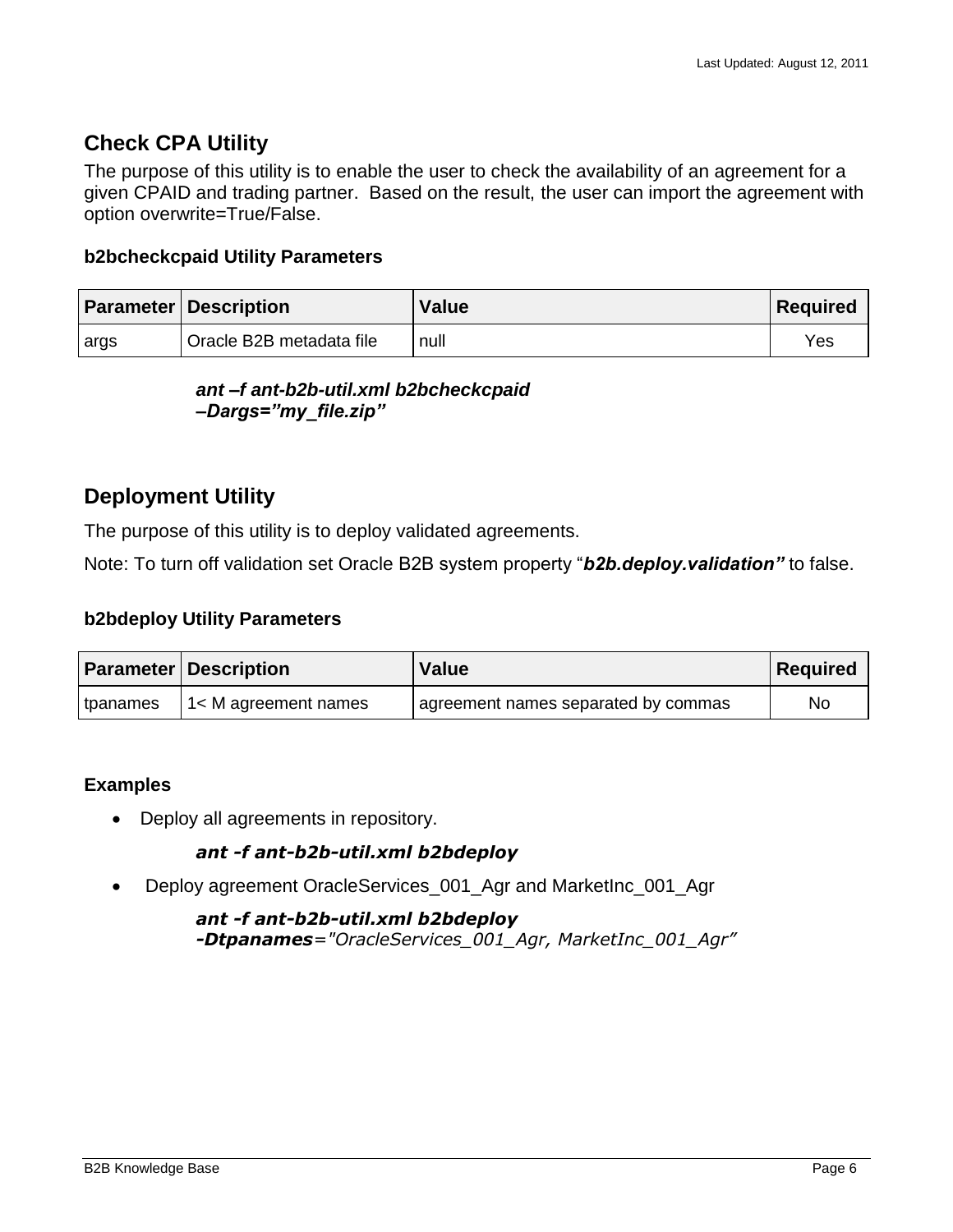## Check CPA Utility

The purpose of this utility is to enable the user to check the availability of an agreement for a given CPAID and trading partner. Based on the result, the user can import the agreement with option overwrite=True/False.

### b2bcheckcpaid Utility Parameters

| Parameter | Description | Value | Required |
| --- | --- | --- | --- |
| args | Oracle B2B metadata file | null | Yes |

***ant –f ant-b2b-util.xml b2bcheckcpaid –Dargs="my_file.zip"***

## Deployment Utility

The purpose of this utility is to deploy validated agreements.

Note: To turn off validation set Oracle B2B system property "***b2b.deploy.validation"*** to false.

### b2bdeploy Utility Parameters

| Parameter | Description | Value | Required |
| --- | --- | --- | --- |
| tpanames | 1< M agreement names | agreement names separated by commas | No |

### Examples

- Deploy all agreements in repository.

  ***ant -f ant-b2b-util.xml b2bdeploy***

- Deploy agreement OracleServices_001_Agr and MarketInc_001_Agr

  ***ant -f ant-b2b-util.xml b2bdeploy -Dtpanames****="OracleServices_001_Agr, MarketInc_001_Agr"*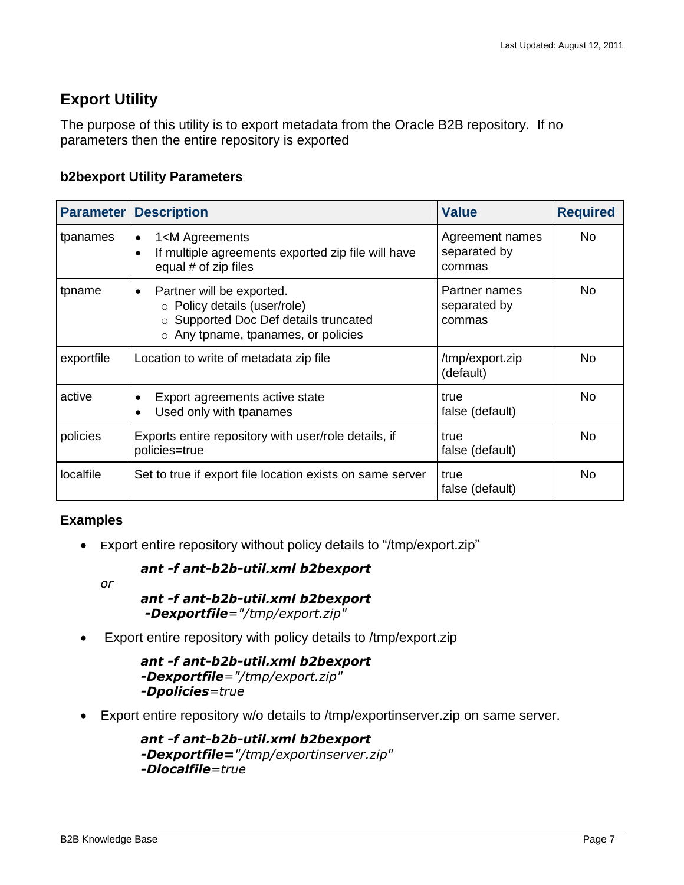## Export Utility

The purpose of this utility is to export metadata from the Oracle B2B repository. If no parameters then the entire repository is exported

### b2bexport Utility Parameters

| Parameter | Description | Value | Required |
|---|---|---|---|
| tpanames | • 1<M Agreements<br>• If multiple agreements exported zip file will have equal # of zip files | Agreement names separated by commas | No |
| tpname | • Partner will be exported.<br>  ○ Policy details (user/role)<br>  ○ Supported Doc Def details truncated<br>  ○ Any tpname, tpanames, or policies | Partner names separated by commas | No |
| exportfile | Location to write of metadata zip file | /tmp/export.zip (default) | No |
| active | • Export agreements active state<br>• Used only with tpanames | true<br>false (default) | No |
| policies | Exports entire repository with user/role details, if policies=true | true<br>false (default) | No |
| localfile | Set to true if export file location exists on same server | true<br>false (default) | No |

### Examples

- Export entire repository without policy details to "/tmp/export.zip"

  ***ant -f ant-b2b-util.xml b2bexport***

  *or*

  ***ant -f ant-b2b-util.xml b2bexport***
  ***-Dexportfile****="/tmp/export.zip"*

- Export entire repository with policy details to /tmp/export.zip

  ***ant -f ant-b2b-util.xml b2bexport***
  ***-Dexportfile****="/tmp/export.zip"*
  ***-Dpolicies****=true*

- Export entire repository w/o details to /tmp/exportinserver.zip on same server.

  ***ant -f ant-b2b-util.xml b2bexport***
  ***-Dexportfile=****"/tmp/exportinserver.zip"*
  ***-Dlocalfile****=true*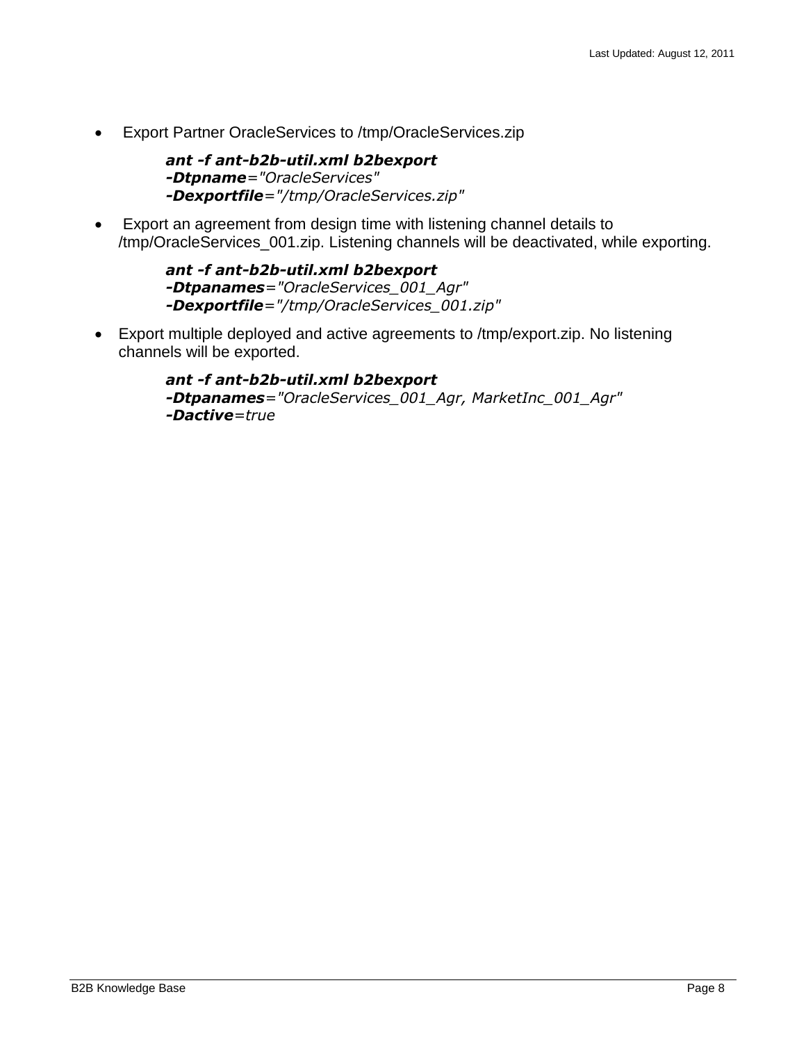- Export Partner OracleServices to /tmp/OracleServices.zip

  ```
  ant -f ant-b2b-util.xml b2bexport
  -Dtpname="OracleServices"
  -Dexportfile="/tmp/OracleServices.zip"
  ```

- Export an agreement from design time with listening channel details to /tmp/OracleServices_001.zip. Listening channels will be deactivated, while exporting.

  ```
  ant -f ant-b2b-util.xml b2bexport
  -Dtpanames="OracleServices_001_Agr"
  -Dexportfile="/tmp/OracleServices_001.zip"
  ```

- Export multiple deployed and active agreements to /tmp/export.zip. No listening channels will be exported.

  ```
  ant -f ant-b2b-util.xml b2bexport
  -Dtpanames="OracleServices_001_Agr, MarketInc_001_Agr"
  -Dactive=true
  ```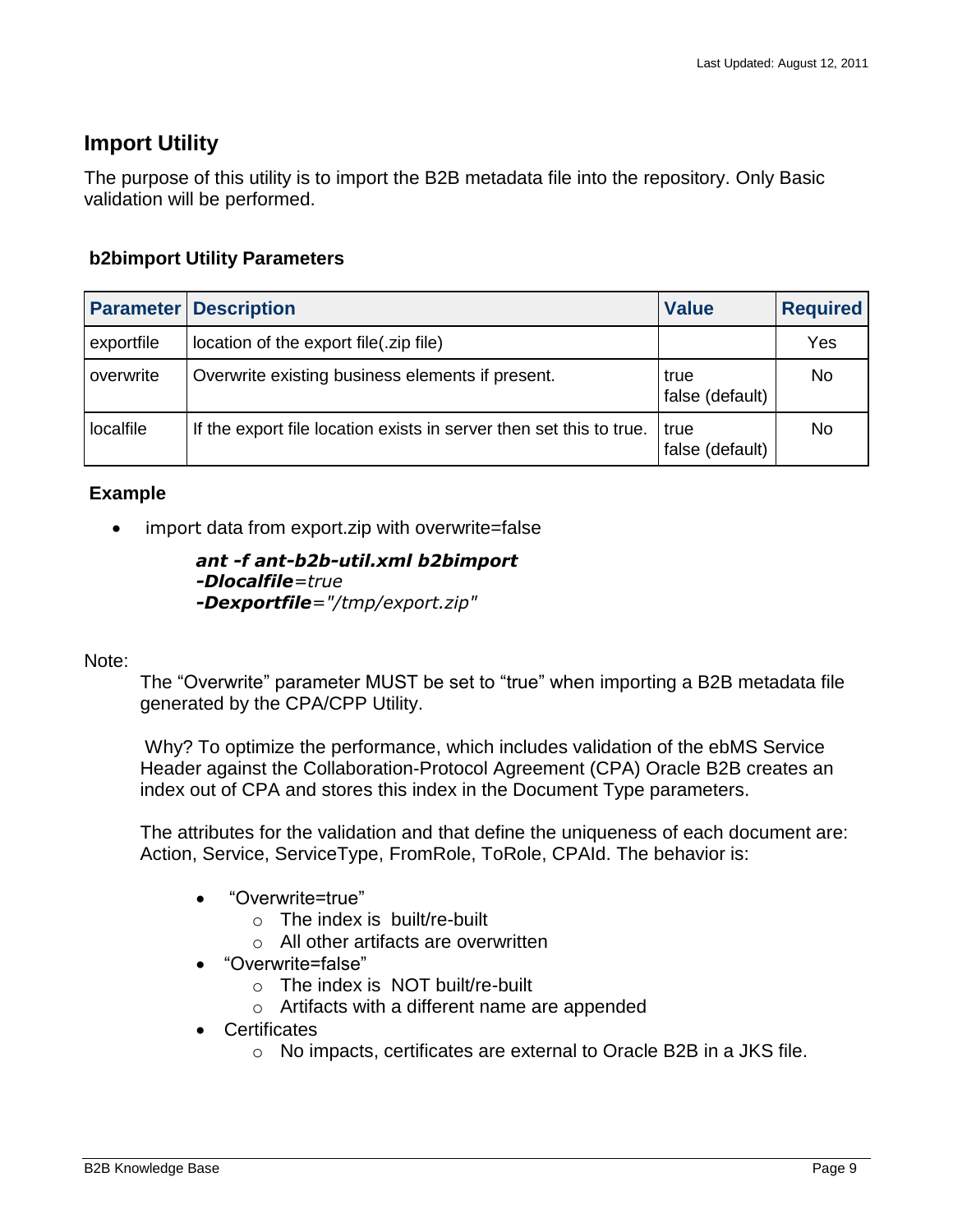## Import Utility

The purpose of this utility is to import the B2B metadata file into the repository. Only Basic validation will be performed.

### b2bimport Utility Parameters

| Parameter | Description | Value | Required |
|---|---|---|---|
| exportfile | location of the export file(.zip file) | | Yes |
| overwrite | Overwrite existing business elements if present. | true<br>false (default) | No |
| localfile | If the export file location exists in server then set this to true. | true<br>false (default) | No |

### Example

- import data from export.zip with overwrite=false

***ant -f ant-b2b-util.xml b2bimport***
***-Dlocalfile****=true*
***-Dexportfile****="/tmp/export.zip"*

Note:

The “Overwrite” parameter MUST be set to “true” when importing a B2B metadata file generated by the CPA/CPP Utility.

Why? To optimize the performance, which includes validation of the ebMS Service Header against the Collaboration-Protocol Agreement (CPA) Oracle B2B creates an index out of CPA and stores this index in the Document Type parameters.

The attributes for the validation and that define the uniqueness of each document are: Action, Service, ServiceType, FromRole, ToRole, CPAId. The behavior is:

- “Overwrite=true”
  - The index is built/re-built
  - All other artifacts are overwritten
- “Overwrite=false”
  - The index is NOT built/re-built
  - Artifacts with a different name are appended
- Certificates
  - No impacts, certificates are external to Oracle B2B in a JKS file.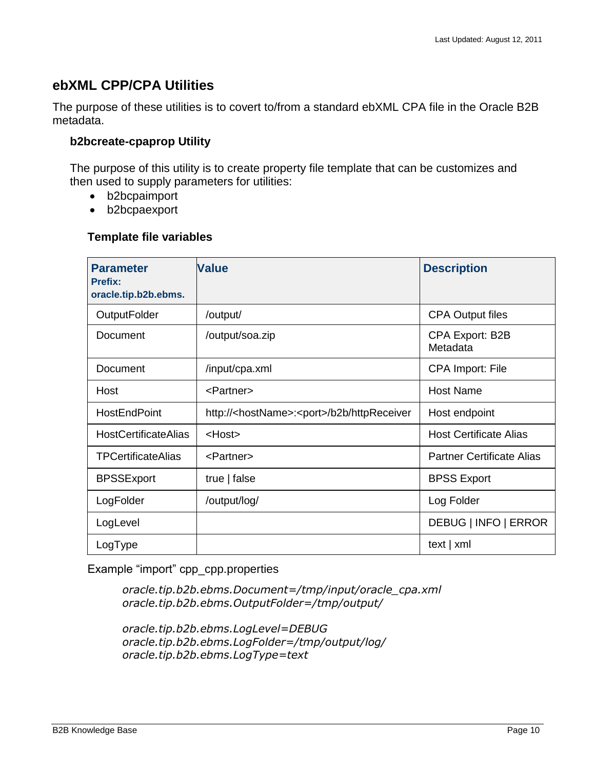## ebXML CPP/CPA Utilities

The purpose of these utilities is to covert to/from a standard ebXML CPA file in the Oracle B2B metadata.

### b2bcreate-cpaprop Utility

The purpose of this utility is to create property file template that can be customizes and then used to supply parameters for utilities:

- b2bcpaimport
- b2bcpaexport

#### Template file variables

| Parameter Prefix: oracle.tip.b2b.ebms. | Value | Description |
| --- | --- | --- |
| OutputFolder | /output/ | CPA Output files |
| Document | /output/soa.zip | CPA Export: B2B Metadata |
| Document | /input/cpa.xml | CPA Import: File |
| Host | <Partner> | Host Name |
| HostEndPoint | http://<hostName>:<port>/b2b/httpReceiver | Host endpoint |
| HostCertificateAlias | <Host> | Host Certificate Alias |
| TPCertificateAlias | <Partner> | Partner Certificate Alias |
| BPSSExport | true \| false | BPSS Export |
| LogFolder | /output/log/ | Log Folder |
| LogLevel | | DEBUG \| INFO \| ERROR |
| LogType | | text \| xml |

Example "import" cpp_cpp.properties

```
oracle.tip.b2b.ebms.Document=/tmp/input/oracle_cpa.xml
oracle.tip.b2b.ebms.OutputFolder=/tmp/output/

oracle.tip.b2b.ebms.LogLevel=DEBUG
oracle.tip.b2b.ebms.LogFolder=/tmp/output/log/
oracle.tip.b2b.ebms.LogType=text
```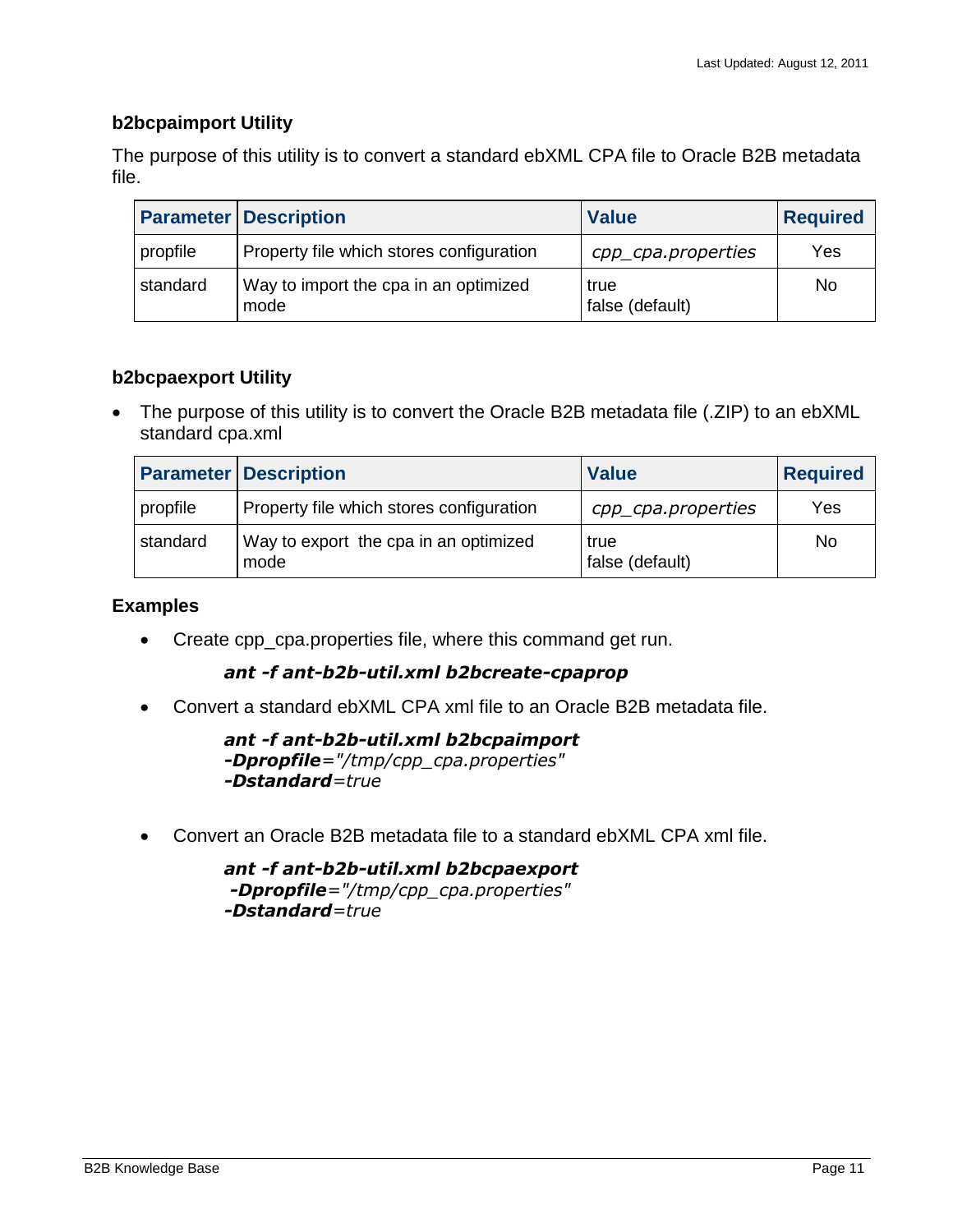### b2bcpaimport Utility

The purpose of this utility is to convert a standard ebXML CPA file to Oracle B2B metadata file.

| Parameter | Description | Value | Required |
|---|---|---|---|
| propfile | Property file which stores configuration | *cpp_cpa.properties* | Yes |
| standard | Way to import the cpa in an optimized mode | true<br>false (default) | No |

### b2bcpaexport Utility

- The purpose of this utility is to convert the Oracle B2B metadata file (.ZIP) to an ebXML standard cpa.xml

| Parameter | Description | Value | Required |
|---|---|---|---|
| propfile | Property file which stores configuration | *cpp_cpa.properties* | Yes |
| standard | Way to export the cpa in an optimized mode | true<br>false (default) | No |

### Examples

- Create cpp_cpa.properties file, where this command get run.

  ***ant -f ant-b2b-util.xml b2bcreate-cpaprop***

- Convert a standard ebXML CPA xml file to an Oracle B2B metadata file.

  ***ant -f ant-b2b-util.xml b2bcpaimport***
  ***-Dpropfile****="/tmp/cpp_cpa.properties"*
  ***-Dstandard****=true*

- Convert an Oracle B2B metadata file to a standard ebXML CPA xml file.

  ***ant -f ant-b2b-util.xml b2bcpaexport***
  ***-Dpropfile****="/tmp/cpp_cpa.properties"*
  ***-Dstandard****=true*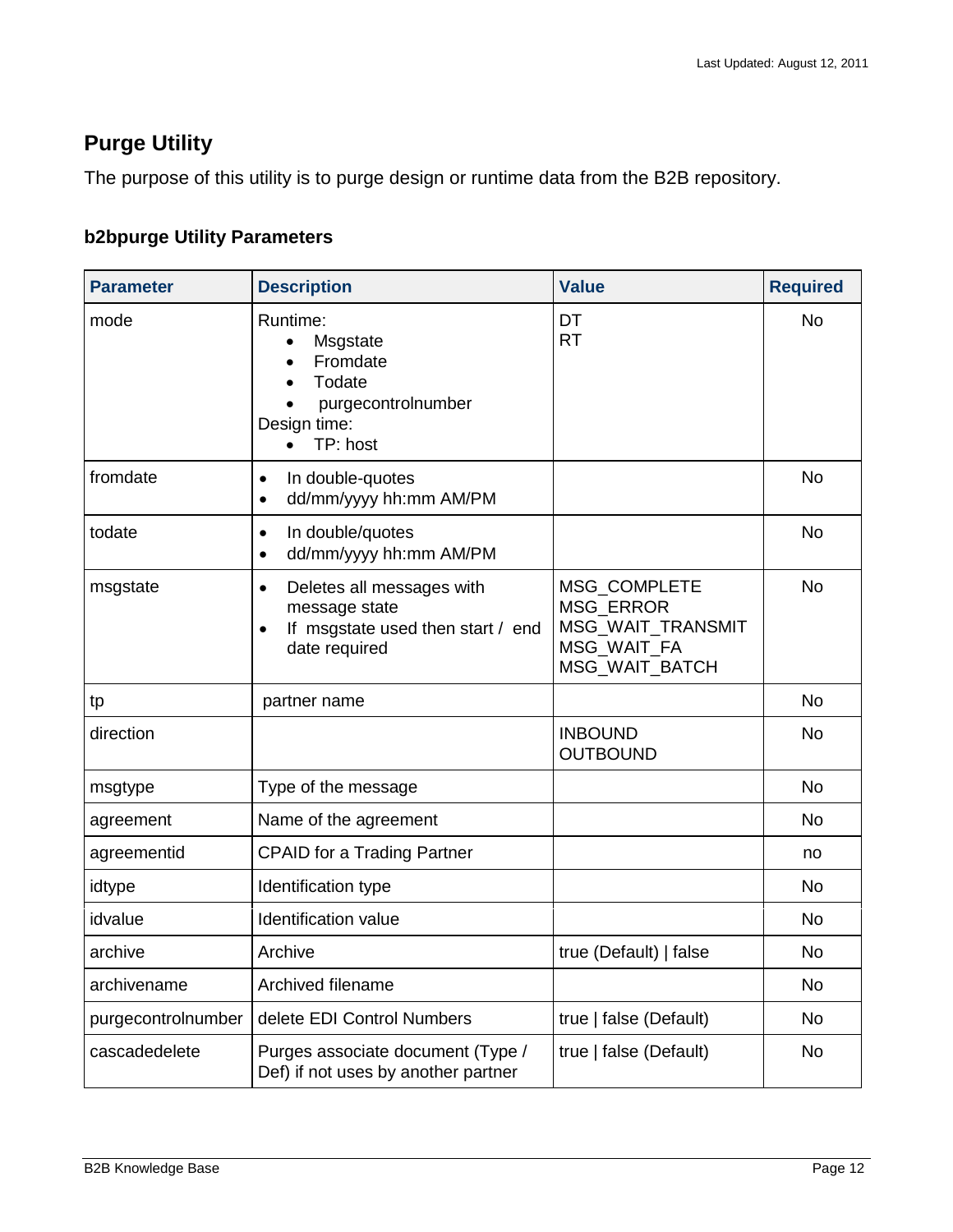## Purge Utility

The purpose of this utility is to purge design or runtime data from the B2B repository.

### b2bpurge Utility Parameters

| Parameter | Description | Value | Required |
|---|---|---|---|
| mode | Runtime:<br>• Msgstate<br>• Fromdate<br>• Todate<br>• purgecontrolnumber<br>Design time:<br>• TP: host | DT<br>RT | No |
| fromdate | • In double-quotes<br>• dd/mm/yyyy hh:mm AM/PM | | No |
| todate | • In double/quotes<br>• dd/mm/yyyy hh:mm AM/PM | | No |
| msgstate | • Deletes all messages with message state<br>• If msgstate used then start / end date required | MSG_COMPLETE<br>MSG_ERROR<br>MSG_WAIT_TRANSMIT<br>MSG_WAIT_FA<br>MSG_WAIT_BATCH | No |
| tp | partner name | | No |
| direction | | INBOUND<br>OUTBOUND | No |
| msgtype | Type of the message | | No |
| agreement | Name of the agreement | | No |
| agreementid | CPAID for a Trading Partner | | no |
| idtype | Identification type | | No |
| idvalue | Identification value | | No |
| archive | Archive | true (Default) \| false | No |
| archivename | Archived filename | | No |
| purgecontrolnumber | delete EDI Control Numbers | true \| false (Default) | No |
| cascadedelete | Purges associate document (Type / Def) if not uses by another partner | true \| false (Default) | No |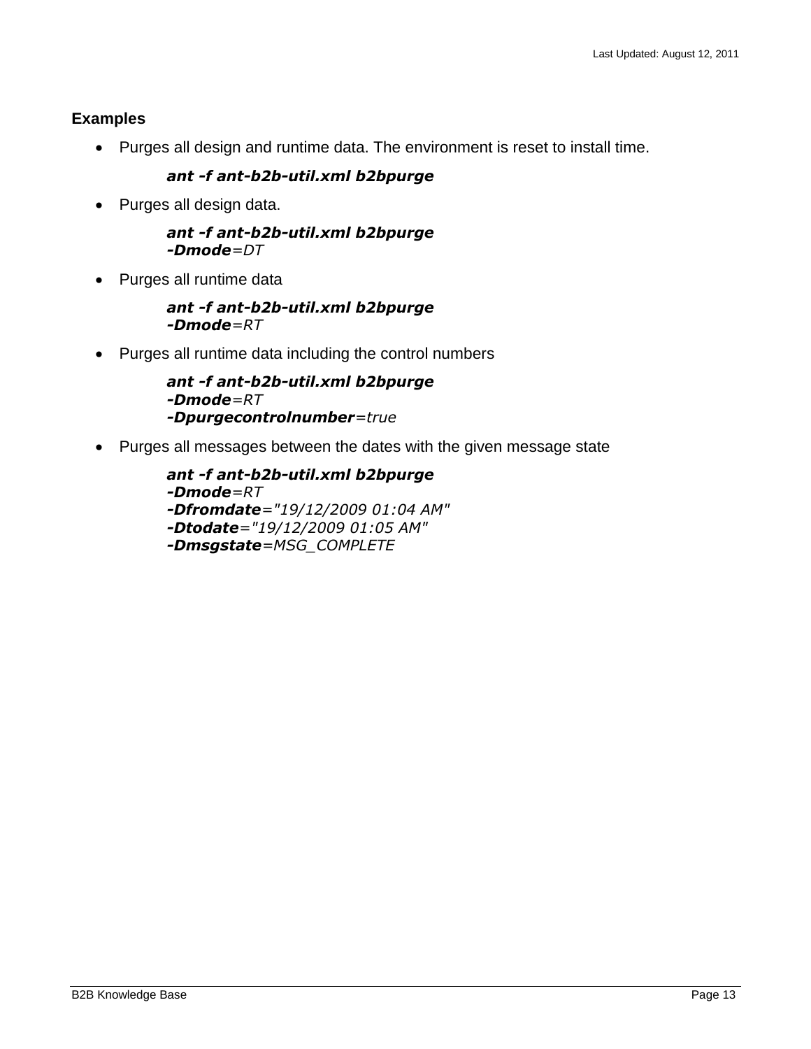### Examples

- Purges all design and runtime data. The environment is reset to install time.

  ```
  ant -f ant-b2b-util.xml b2bpurge
  ```

- Purges all design data.

  ```
  ant -f ant-b2b-util.xml b2bpurge
  -Dmode=DT
  ```

- Purges all runtime data

  ```
  ant -f ant-b2b-util.xml b2bpurge
  -Dmode=RT
  ```

- Purges all runtime data including the control numbers

  ```
  ant -f ant-b2b-util.xml b2bpurge
  -Dmode=RT
  -Dpurgecontrolnumber=true
  ```

- Purges all messages between the dates with the given message state

  ```
  ant -f ant-b2b-util.xml b2bpurge
  -Dmode=RT
  -Dfromdate="19/12/2009 01:04 AM"
  -Dtodate="19/12/2009 01:05 AM"
  -Dmsgstate=MSG_COMPLETE
  ```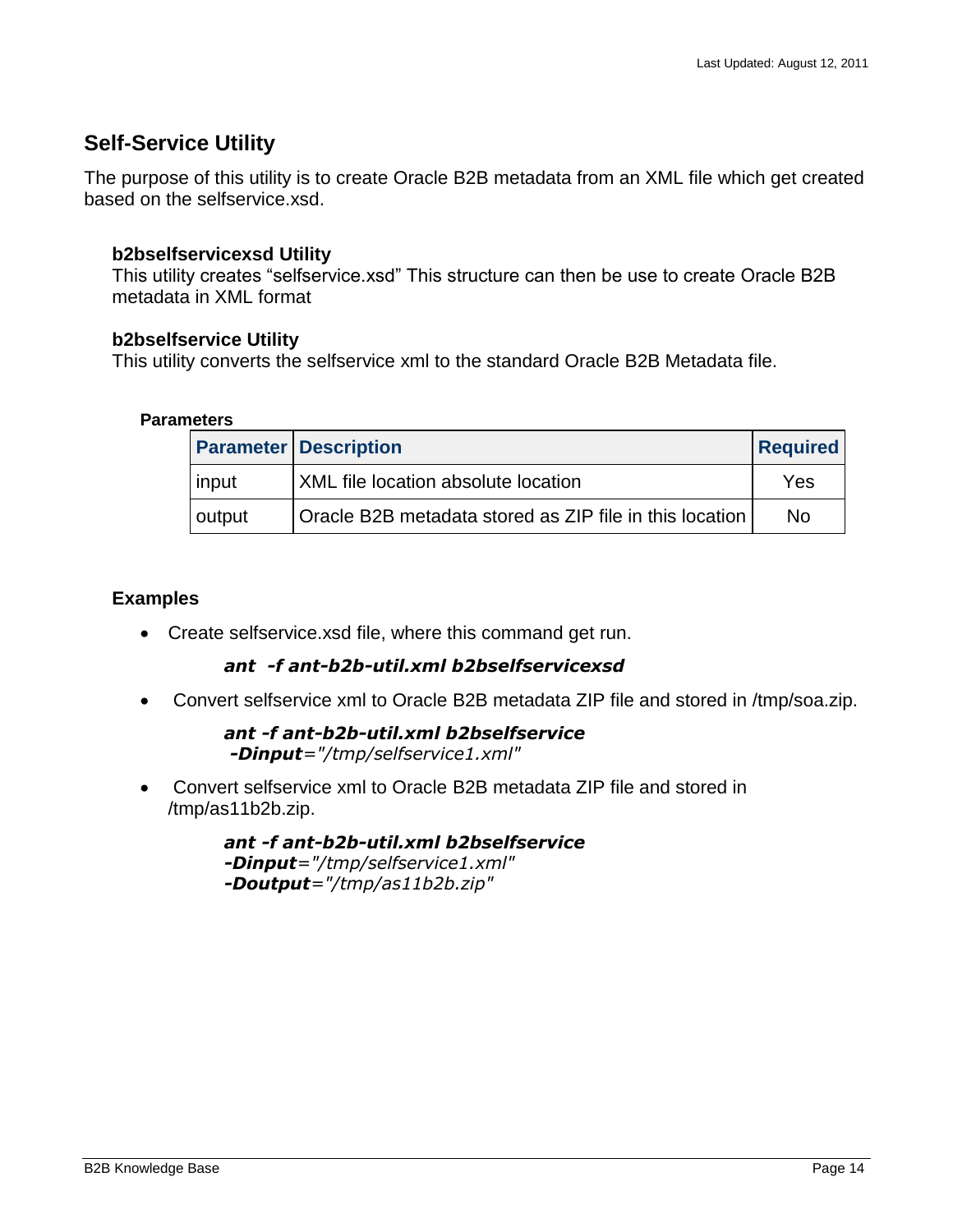## Self-Service Utility

The purpose of this utility is to create Oracle B2B metadata from an XML file which get created based on the selfservice.xsd.

### b2bselfservicexsd Utility

This utility creates "selfservice.xsd" This structure can then be use to create Oracle B2B metadata in XML format

### b2bselfservice Utility

This utility converts the selfservice xml to the standard Oracle B2B Metadata file.

#### Parameters

| Parameter | Description | Required |
| --- | --- | --- |
| input | XML file location absolute location | Yes |
| output | Oracle B2B metadata stored as ZIP file in this location | No |

### Examples

- Create selfservice.xsd file, where this command get run.

  ***ant -f ant-b2b-util.xml b2bselfservicexsd***

- Convert selfservice xml to Oracle B2B metadata ZIP file and stored in /tmp/soa.zip.

  ***ant -f ant-b2b-util.xml b2bselfservice***
  ***-Dinput****="/tmp/selfservice1.xml"*

- Convert selfservice xml to Oracle B2B metadata ZIP file and stored in /tmp/as11b2b.zip.

  ***ant -f ant-b2b-util.xml b2bselfservice***
  ***-Dinput****="/tmp/selfservice1.xml"*
  ***-Doutput****="/tmp/as11b2b.zip"*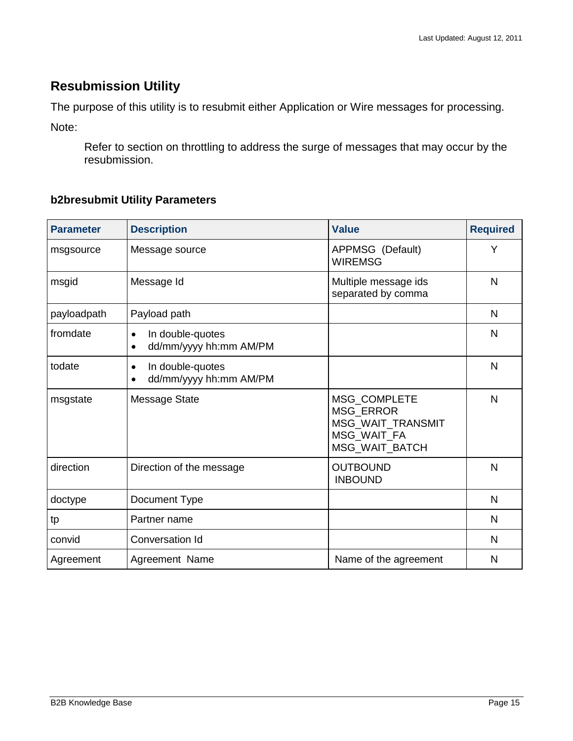## Resubmission Utility

The purpose of this utility is to resubmit either Application or Wire messages for processing.

Note:

> Refer to section on throttling to address the surge of messages that may occur by the resubmission.

### b2bresubmit Utility Parameters

| Parameter | Description | Value | Required |
|---|---|---|---|
| msgsource | Message source | APPMSG (Default)<br>WIREMSG | Y |
| msgid | Message Id | Multiple message ids separated by comma | N |
| payloadpath | Payload path | | N |
| fromdate | • In double-quotes<br>• dd/mm/yyyy hh:mm AM/PM | | N |
| todate | • In double-quotes<br>• dd/mm/yyyy hh:mm AM/PM | | N |
| msgstate | Message State | MSG_COMPLETE<br>MSG_ERROR<br>MSG_WAIT_TRANSMIT<br>MSG_WAIT_FA<br>MSG_WAIT_BATCH | N |
| direction | Direction of the message | OUTBOUND<br>INBOUND | N |
| doctype | Document Type | | N |
| tp | Partner name | | N |
| convid | Conversation Id | | N |
| Agreement | Agreement Name | Name of the agreement | N |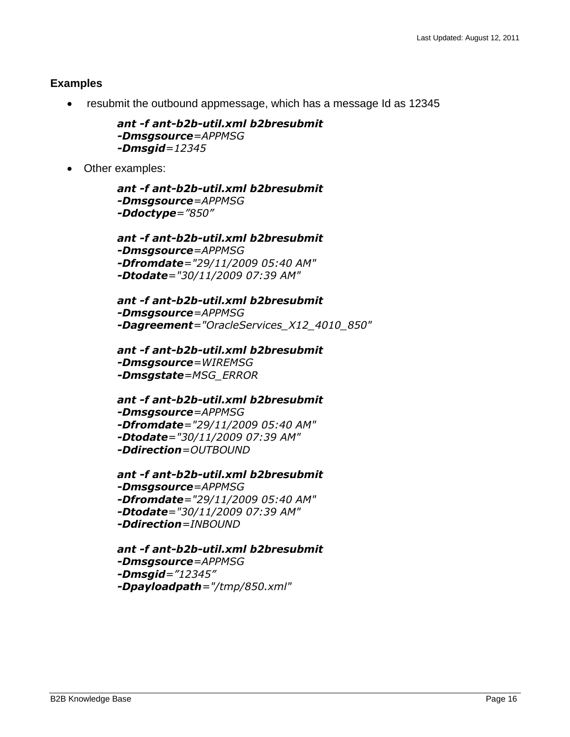### Examples

- resubmit the outbound appmessage, which has a message Id as 12345

  ***ant -f ant-b2b-util.xml b2bresubmit***
  ***-Dmsgsource****=APPMSG*
  ***-Dmsgid****=12345*

- Other examples:

  ***ant -f ant-b2b-util.xml b2bresubmit***
  ***-Dmsgsource****=APPMSG*
  ***-Ddoctype****="850"*

  ***ant -f ant-b2b-util.xml b2bresubmit***
  ***-Dmsgsource****=APPMSG*
  ***-Dfromdate****="29/11/2009 05:40 AM"*
  ***-Dtodate****="30/11/2009 07:39 AM"*

  ***ant -f ant-b2b-util.xml b2bresubmit***
  ***-Dmsgsource****=APPMSG*
  ***-Dagreement****="OracleServices_X12_4010_850"*

  ***ant -f ant-b2b-util.xml b2bresubmit***
  ***-Dmsgsource****=WIREMSG*
  ***-Dmsgstate****=MSG_ERROR*

  ***ant -f ant-b2b-util.xml b2bresubmit***
  ***-Dmsgsource****=APPMSG*
  ***-Dfromdate****="29/11/2009 05:40 AM"*
  ***-Dtodate****="30/11/2009 07:39 AM"*
  ***-Ddirection****=OUTBOUND*

  ***ant -f ant-b2b-util.xml b2bresubmit***
  ***-Dmsgsource****=APPMSG*
  ***-Dfromdate****="29/11/2009 05:40 AM"*
  ***-Dtodate****="30/11/2009 07:39 AM"*
  ***-Ddirection****=INBOUND*

  ***ant -f ant-b2b-util.xml b2bresubmit***
  ***-Dmsgsource****=APPMSG*
  ***-Dmsgid****="12345"*
  ***-Dpayloadpath****="/tmp/850.xml"*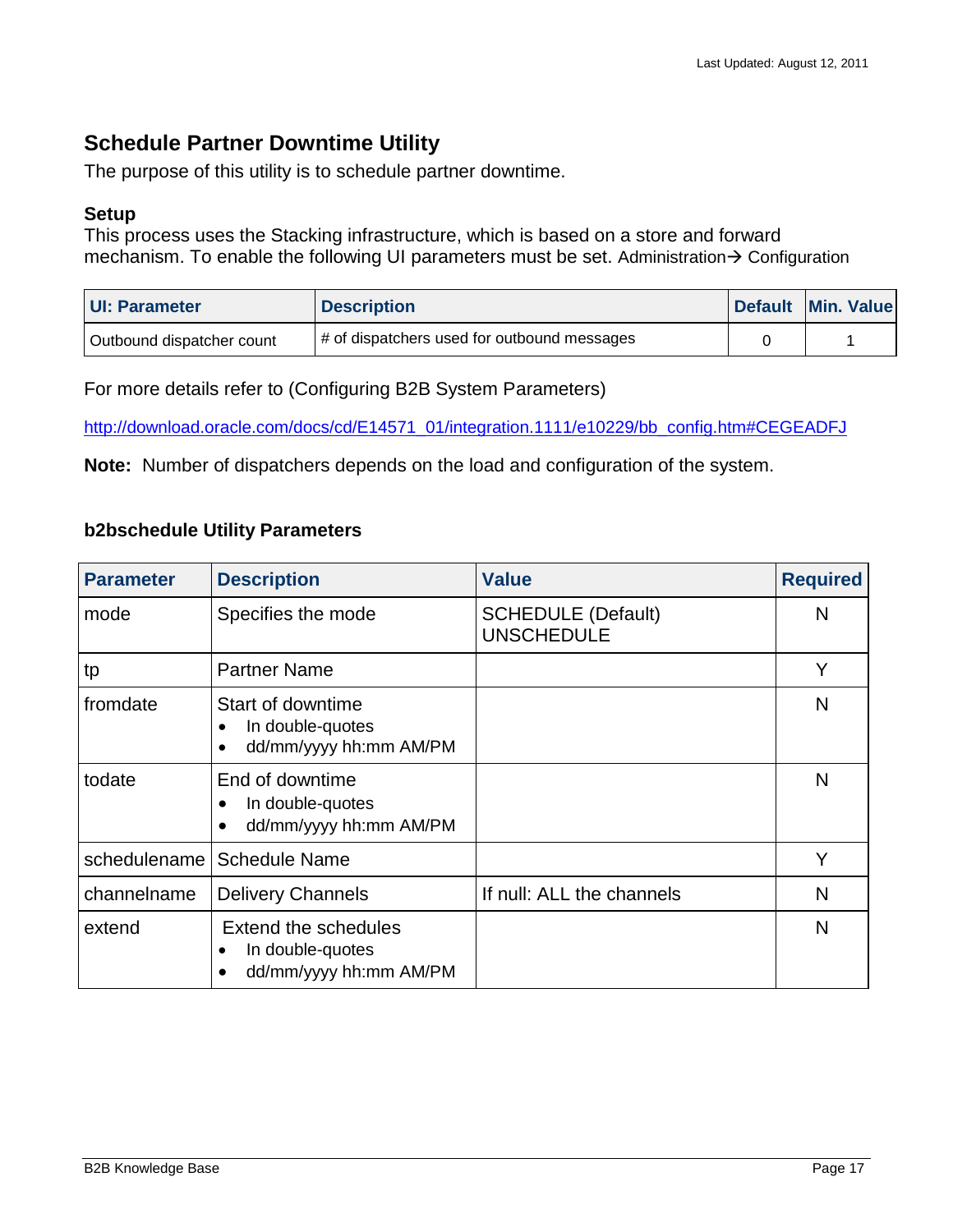## Schedule Partner Downtime Utility

The purpose of this utility is to schedule partner downtime.

### Setup

This process uses the Stacking infrastructure, which is based on a store and forward mechanism. To enable the following UI parameters must be set. Administration→ Configuration

| UI: Parameter | Description | Default | Min. Value |
|---|---|---|---|
| Outbound dispatcher count | # of dispatchers used for outbound messages | 0 | 1 |

For more details refer to (Configuring B2B System Parameters)

http://download.oracle.com/docs/cd/E14571_01/integration.1111/e10229/bb_config.htm#CEGEADFJ

**Note:** Number of dispatchers depends on the load and configuration of the system.

### b2bschedule Utility Parameters

| Parameter | Description | Value | Required |
|---|---|---|---|
| mode | Specifies the mode | SCHEDULE (Default)<br>UNSCHEDULE | N |
| tp | Partner Name | | Y |
| fromdate | Start of downtime<br>• In double-quotes<br>• dd/mm/yyyy hh:mm AM/PM | | N |
| todate | End of downtime<br>• In double-quotes<br>• dd/mm/yyyy hh:mm AM/PM | | N |
| schedulename | Schedule Name | | Y |
| channelname | Delivery Channels | If null: ALL the channels | N |
| extend | Extend the schedules<br>• In double-quotes<br>• dd/mm/yyyy hh:mm AM/PM | | N |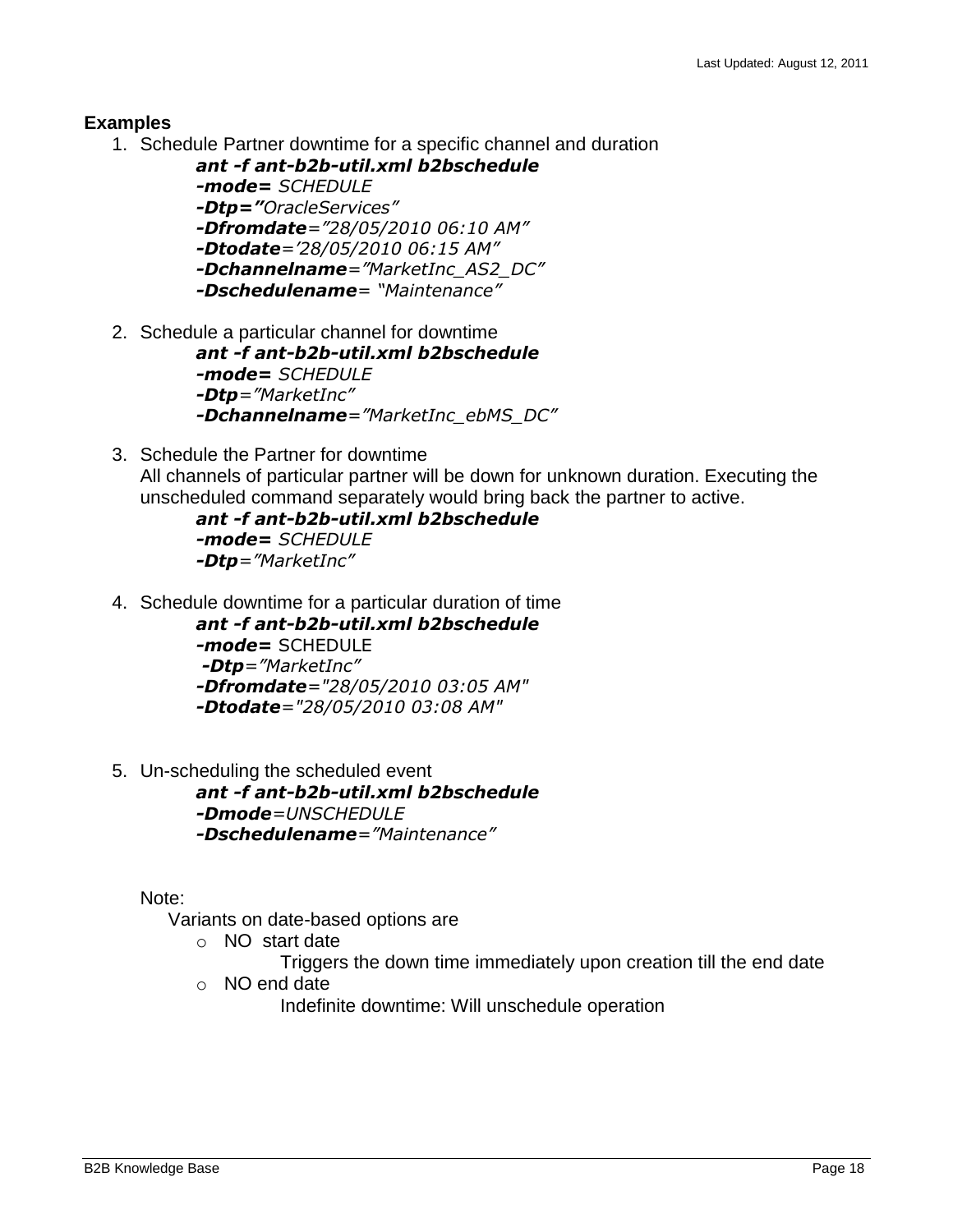**Examples**

1. Schedule Partner downtime for a specific channel and duration

   ***ant -f ant-b2b-util.xml b2bschedule***
   ***-mode=*** *SCHEDULE*
   ***-Dtp=”****OracleServices”*
   ***-Dfromdate****=”28/05/2010 06:10 AM”*
   ***-Dtodate****=’28/05/2010 06:15 AM”*
   ***-Dchannelname****=”MarketInc_AS2_DC”*
   ***-Dschedulename****= “Maintenance”*

2. Schedule a particular channel for downtime

   ***ant -f ant-b2b-util.xml b2bschedule***
   ***-mode=*** *SCHEDULE*
   ***-Dtp****=”MarketInc”*
   ***-Dchannelname****=”MarketInc_ebMS_DC”*

3. Schedule the Partner for downtime

   All channels of particular partner will be down for unknown duration. Executing the unscheduled command separately would bring back the partner to active.

   ***ant -f ant-b2b-util.xml b2bschedule***
   ***-mode=*** *SCHEDULE*
   ***-Dtp****=”MarketInc”*

4. Schedule downtime for a particular duration of time

   ***ant -f ant-b2b-util.xml b2bschedule***
   ***-mode=*** SCHEDULE
   ***-Dtp****=”MarketInc”*
   ***-Dfromdate****="28/05/2010 03:05 AM"*
   ***-Dtodate****="28/05/2010 03:08 AM"*

5. Un-scheduling the scheduled event

   ***ant -f ant-b2b-util.xml b2bschedule***
   ***-Dmode****=UNSCHEDULE*
   ***-Dschedulename****=”Maintenance”*

Note:

Variants on date-based options are

- NO start date
  - Triggers the down time immediately upon creation till the end date
- NO end date
  - Indefinite downtime: Will unschedule operation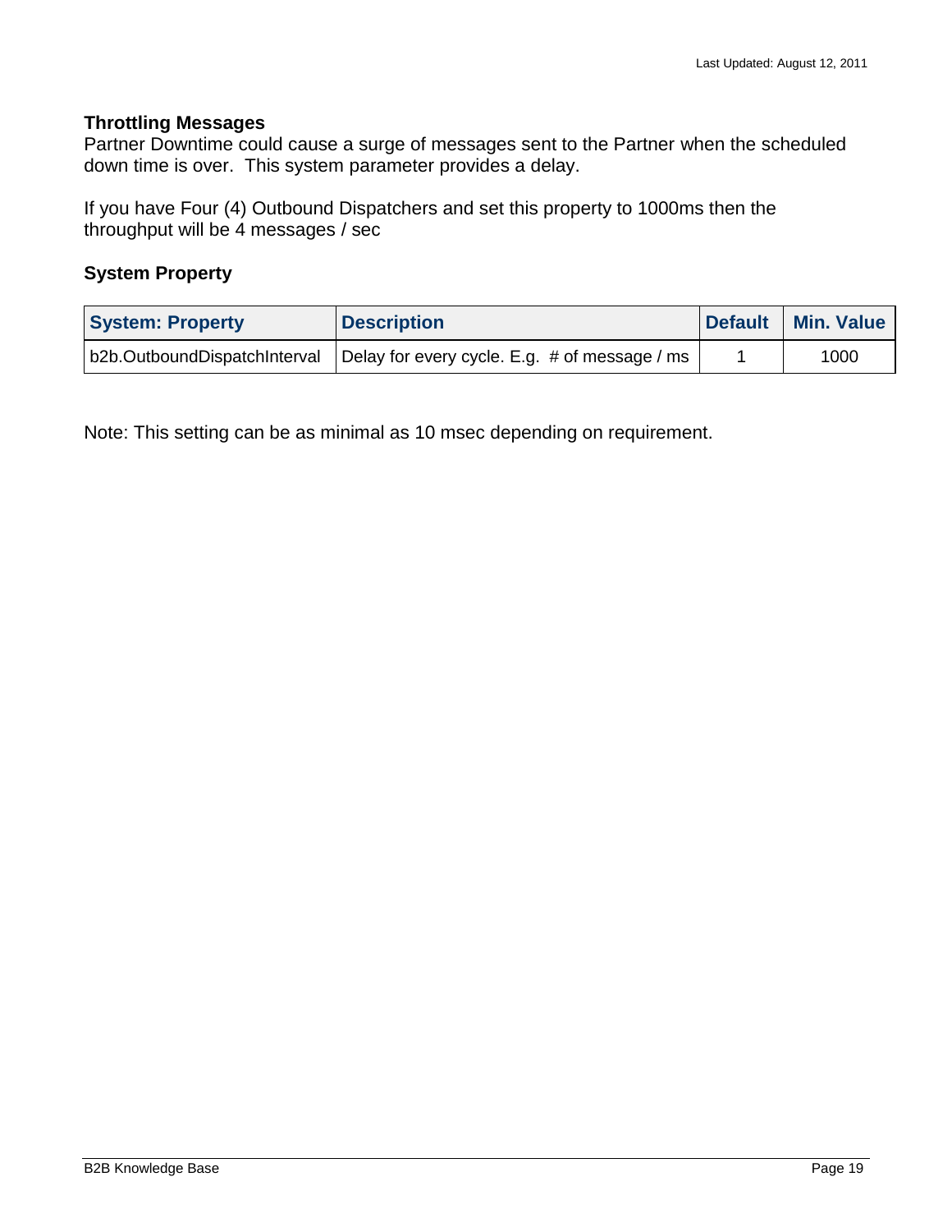### Throttling Messages

Partner Downtime could cause a surge of messages sent to the Partner when the scheduled down time is over. This system parameter provides a delay.

If you have Four (4) Outbound Dispatchers and set this property to 1000ms then the throughput will be 4 messages / sec

### System Property

| System: Property | Description | Default | Min. Value |
| --- | --- | --- | --- |
| b2b.OutboundDispatchInterval | Delay for every cycle. E.g. # of message / ms | 1 | 1000 |

Note: This setting can be as minimal as 10 msec depending on requirement.